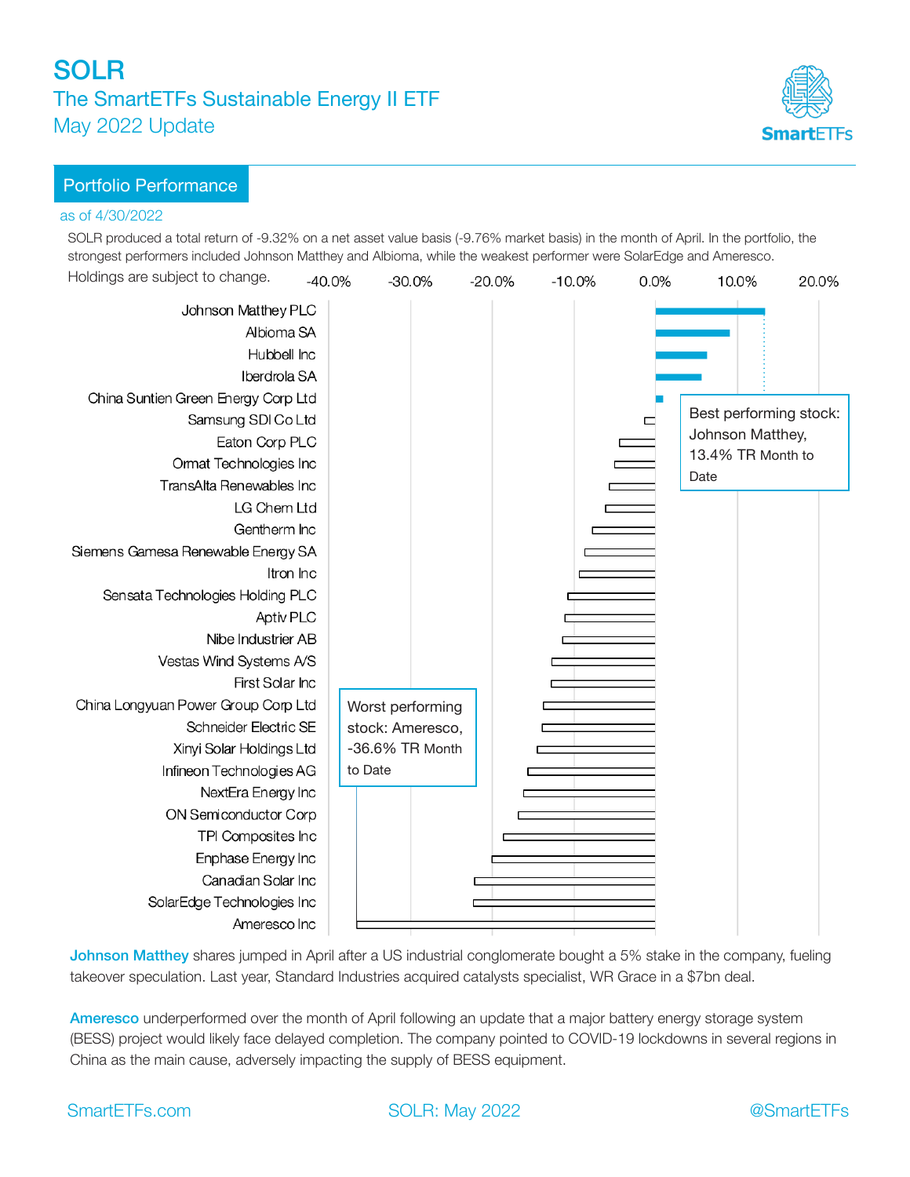# SOLR

## The SmartETFs Sustainable Energy II ETF

May 2022 Update

## Portfolio Performance

as of 4/30/2022

SOLR produced a total return of -9.32% on a net asset value basis (-9.76% market basis) in the month of April. In the portfolio, the strongest performers included Johnson Matthey and Albioma, while the weakest performer were SolarEdge and Ameresco.

Holdings are subject to change.

| Holding |
| --- |
| Johnson Matthey PLC |
| Albioma SA |
| Hubbell Inc |
| Iberdrola SA |
| China Suntien Green Energy Corp Ltd |
| Samsung SDI Co Ltd |
| Eaton Corp PLC |
| Ormat Technologies Inc |
| TransAlta Renewables Inc |
| LG Chem Ltd |
| Gentherm Inc |
| Siemens Gamesa Renewable Energy SA |
| Itron Inc |
| Sensata Technologies Holding PLC |
| Aptiv PLC |
| Nibe Industrier AB |
| Vestas Wind Systems A/S |
| First Solar Inc |
| China Longyuan Power Group Corp Ltd |
| Schneider Electric SE |
| Xinyi Solar Holdings Ltd |
| Infineon Technologies AG |
| NextEra Energy Inc |
| ON Semiconductor Corp |
| TPI Composites Inc |
| Enphase Energy Inc |
| Canadian Solar Inc |
| SolarEdge Technologies Inc |
| Ameresco Inc |

Best performing stock: Johnson Matthey, 13.4% TR Month to Date

Worst performing stock: Ameresco, -36.6% TR Month to Date

**Johnson Matthey** shares jumped in April after a US industrial conglomerate bought a 5% stake in the company, fueling takeover speculation. Last year, Standard Industries acquired catalysts specialist, WR Grace in a $7bn deal.

**Ameresco** underperformed over the month of April following an update that a major battery energy storage system (BESS) project would likely face delayed completion. The company pointed to COVID-19 lockdowns in several regions in China as the main cause, adversely impacting the supply of BESS equipment.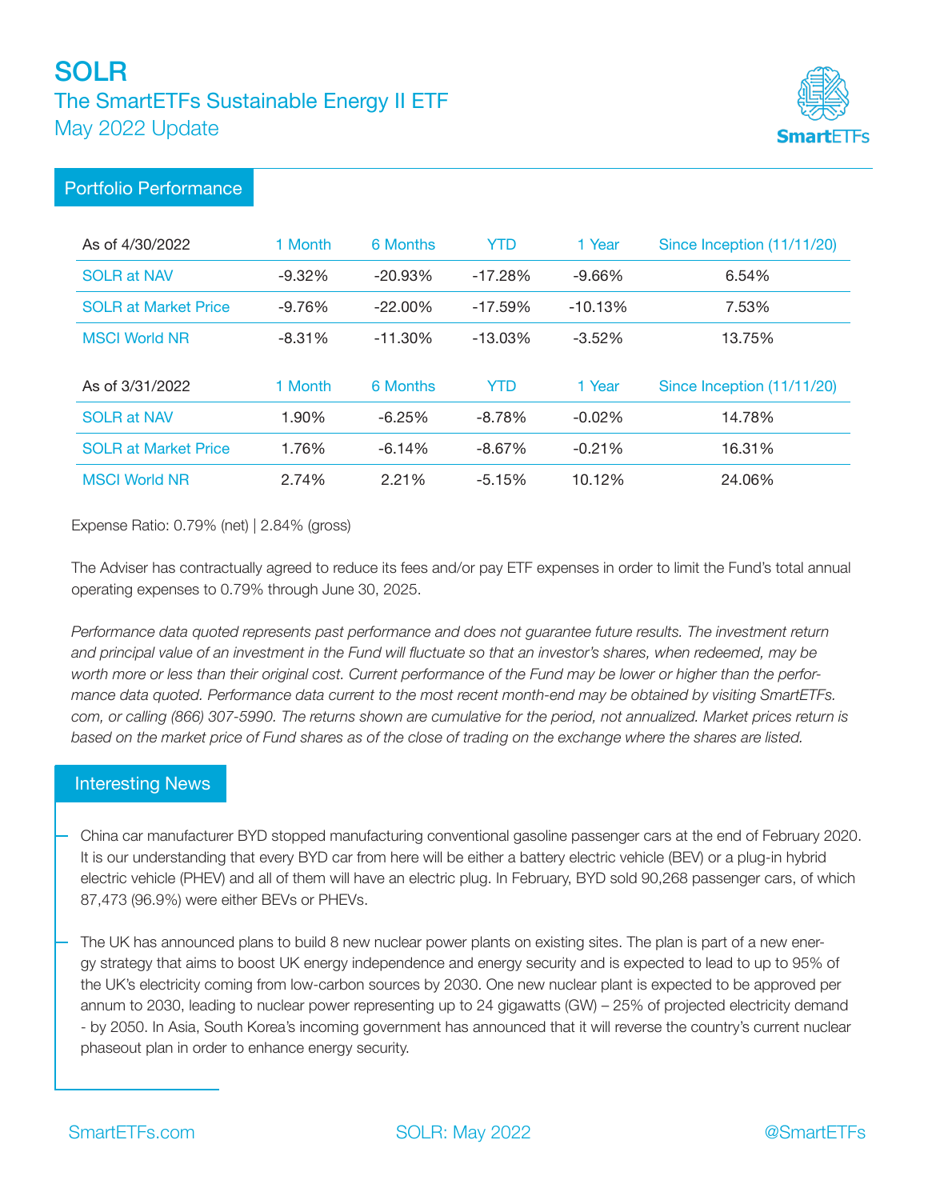# SOLR

## The SmartETFs Sustainable Energy II ETF

May 2022 Update

## Portfolio Performance

| As of 4/30/2022 | 1 Month | 6 Months | YTD | 1 Year | Since Inception (11/11/20) |
|---|---|---|---|---|---|
| SOLR at NAV | -9.32% | -20.93% | -17.28% | -9.66% | 6.54% |
| SOLR at Market Price | -9.76% | -22.00% | -17.59% | -10.13% | 7.53% |
| MSCI World NR | -8.31% | -11.30% | -13.03% | -3.52% | 13.75% |

| As of 3/31/2022 | 1 Month | 6 Months | YTD | 1 Year | Since Inception (11/11/20) |
|---|---|---|---|---|---|
| SOLR at NAV | 1.90% | -6.25% | -8.78% | -0.02% | 14.78% |
| SOLR at Market Price | 1.76% | -6.14% | -8.67% | -0.21% | 16.31% |
| MSCI World NR | 2.74% | 2.21% | -5.15% | 10.12% | 24.06% |

Expense Ratio: 0.79% (net) | 2.84% (gross)

The Adviser has contractually agreed to reduce its fees and/or pay ETF expenses in order to limit the Fund's total annual operating expenses to 0.79% through June 30, 2025.

*Performance data quoted represents past performance and does not guarantee future results. The investment return and principal value of an investment in the Fund will fluctuate so that an investor's shares, when redeemed, may be worth more or less than their original cost. Current performance of the Fund may be lower or higher than the performance data quoted. Performance data current to the most recent month-end may be obtained by visiting SmartETFs.com, or calling (866) 307-5990. The returns shown are cumulative for the period, not annualized. Market prices return is based on the market price of Fund shares as of the close of trading on the exchange where the shares are listed.*

## Interesting News

- China car manufacturer BYD stopped manufacturing conventional gasoline passenger cars at the end of February 2020. It is our understanding that every BYD car from here will be either a battery electric vehicle (BEV) or a plug-in hybrid electric vehicle (PHEV) and all of them will have an electric plug. In February, BYD sold 90,268 passenger cars, of which 87,473 (96.9%) were either BEVs or PHEVs.

- The UK has announced plans to build 8 new nuclear power plants on existing sites. The plan is part of a new energy strategy that aims to boost UK energy independence and energy security and is expected to lead to up to 95% of the UK's electricity coming from low-carbon sources by 2030. One new nuclear plant is expected to be approved per annum to 2030, leading to nuclear power representing up to 24 gigawatts (GW) – 25% of projected electricity demand - by 2050. In Asia, South Korea's incoming government has announced that it will reverse the country's current nuclear phaseout plan in order to enhance energy security.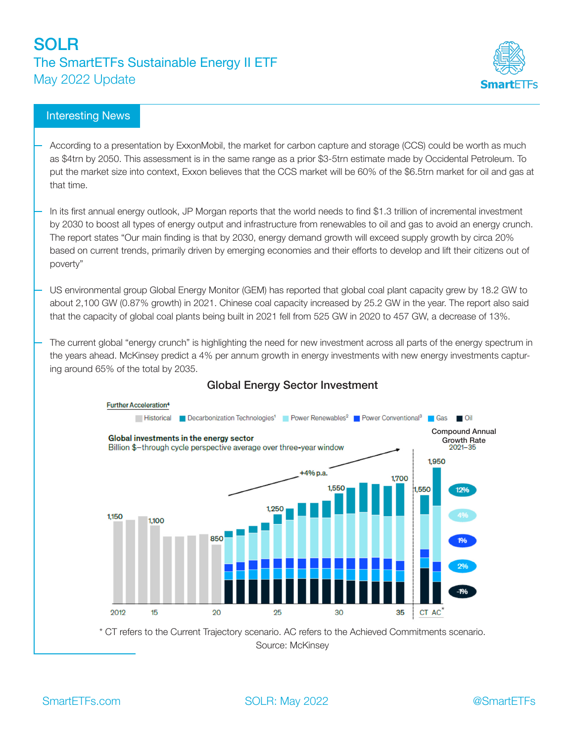# SOLR

## The SmartETFs Sustainable Energy II ETF

## May 2022 Update

### Interesting News

- According to a presentation by ExxonMobil, the market for carbon capture and storage (CCS) could be worth as much as $4trn by 2050. This assessment is in the same range as a prior $3-5trn estimate made by Occidental Petroleum. To put the market size into context, Exxon believes that the CCS market will be 60% of the $6.5trn market for oil and gas at that time.

- In its first annual energy outlook, JP Morgan reports that the world needs to find $1.3 trillion of incremental investment by 2030 to boost all types of energy output and infrastructure from renewables to oil and gas to avoid an energy crunch. The report states "Our main finding is that by 2030, energy demand growth will exceed supply growth by circa 20% based on current trends, primarily driven by emerging economies and their efforts to develop and lift their citizens out of poverty"

- US environmental group Global Energy Monitor (GEM) has reported that global coal plant capacity grew by 18.2 GW to about 2,100 GW (0.87% growth) in 2021. Chinese coal capacity increased by 25.2 GW in the year. The report also said that the capacity of global coal plants being built in 2021 fell from 525 GW in 2020 to 457 GW, a decrease of 13%.

- The current global "energy crunch" is highlighting the need for new investment across all parts of the energy spectrum in the years ahead. McKinsey predict a 4% per annum growth in energy investments with new energy investments capturing around 65% of the total by 2035.

**Global Energy Sector Investment**

* CT refers to the Current Trajectory scenario. AC refers to the Achieved Commitments scenario.

Source: McKinsey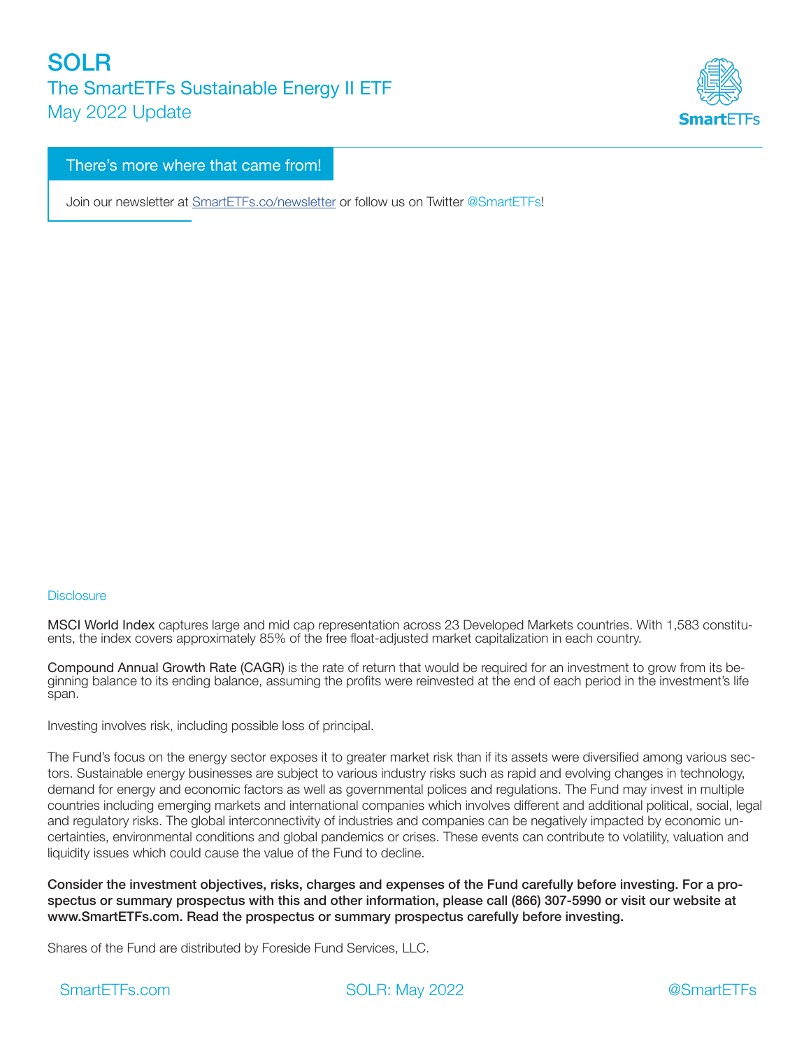# SOLR

## The SmartETFs Sustainable Energy II ETF

May 2022 Update

### There's more where that came from!

Join our newsletter at SmartETFs.co/newsletter or follow us on Twitter @SmartETFs!

Disclosure

MSCI World Index captures large and mid cap representation across 23 Developed Markets countries. With 1,583 constituents, the index covers approximately 85% of the free float-adjusted market capitalization in each country.

Compound Annual Growth Rate (CAGR) is the rate of return that would be required for an investment to grow from its beginning balance to its ending balance, assuming the profits were reinvested at the end of each period in the investment's life span.

Investing involves risk, including possible loss of principal.

The Fund's focus on the energy sector exposes it to greater market risk than if its assets were diversified among various sectors. Sustainable energy businesses are subject to various industry risks such as rapid and evolving changes in technology, demand for energy and economic factors as well as governmental polices and regulations. The Fund may invest in multiple countries including emerging markets and international companies which involves different and additional political, social, legal and regulatory risks. The global interconnectivity of industries and companies can be negatively impacted by economic uncertainties, environmental conditions and global pandemics or crises. These events can contribute to volatility, valuation and liquidity issues which could cause the value of the Fund to decline.

**Consider the investment objectives, risks, charges and expenses of the Fund carefully before investing. For a prospectus or summary prospectus with this and other information, please call (866) 307-5990 or visit our website at www.SmartETFs.com. Read the prospectus or summary prospectus carefully before investing.**

Shares of the Fund are distributed by Foreside Fund Services, LLC.